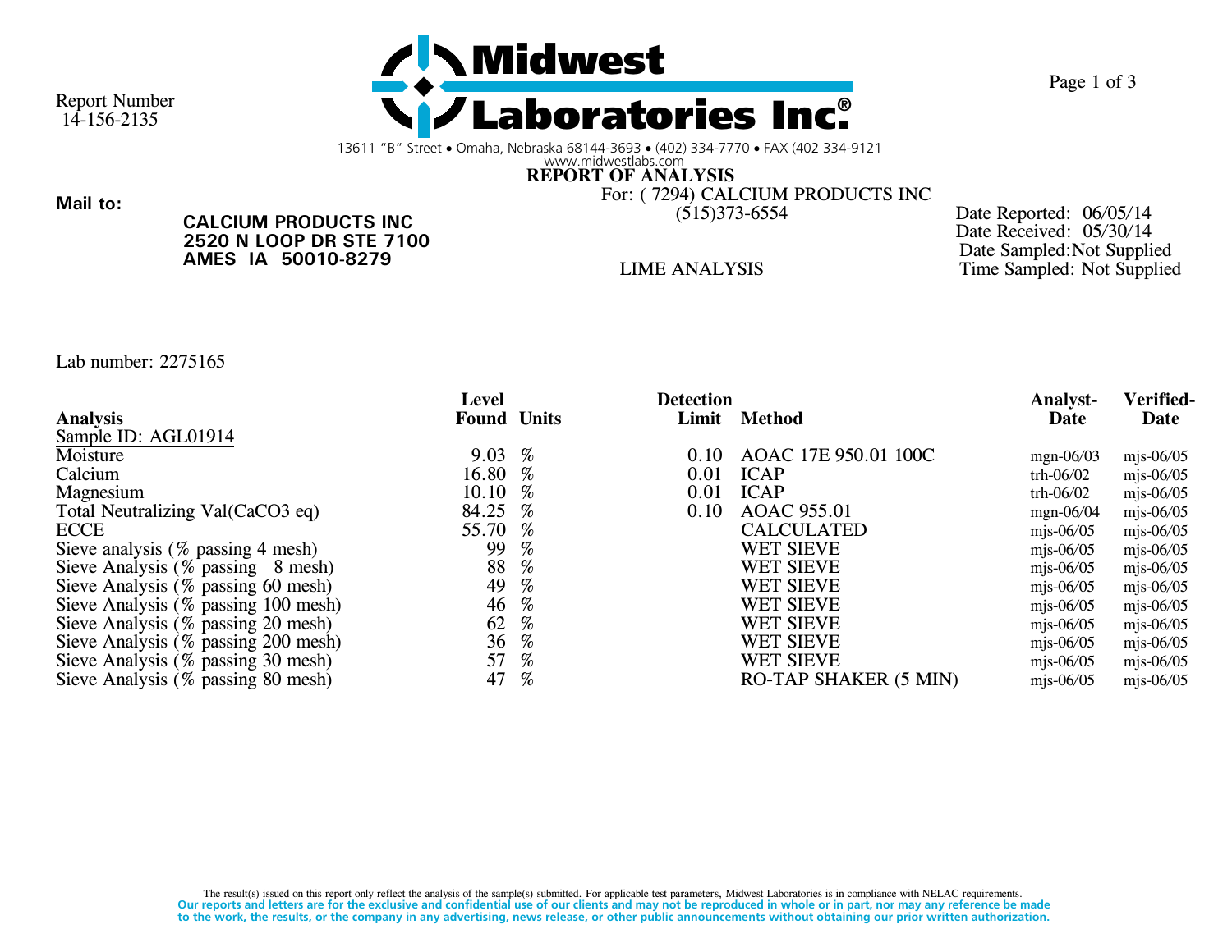Report Number
14-156-2135

# Midwest Laboratories Inc.®

13611 "B" Street • Omaha, Nebraska 68144-3693 • (402) 334-7770 • FAX (402 334-9121
www.midwestlabs.com

## REPORT OF ANALYSIS

For: ( 7294) CALCIUM PRODUCTS INC
(515)373-6554

**Mail to:**

**CALCIUM PRODUCTS INC**
**2520 N LOOP DR STE 7100**
**AMES IA 50010-8279**

LIME ANALYSIS

Date Reported: 06/05/14
Date Received: 05/30/14
Date Sampled: Not Supplied
Time Sampled: Not Supplied

Lab number: 2275165

| Analysis | Level Found | Units | Detection Limit | Method | Analyst-Date | Verified-Date |
|---|---|---|---|---|---|---|
| Sample ID: AGL01914 | | | | | | |
| Moisture | 9.03 | % | 0.10 | AOAC 17E 950.01 100C | mgn-06/03 | mjs-06/05 |
| Calcium | 16.80 | % | 0.01 | ICAP | trh-06/02 | mjs-06/05 |
| Magnesium | 10.10 | % | 0.01 | ICAP | trh-06/02 | mjs-06/05 |
| Total Neutralizing Val(CaCO3 eq) | 84.25 | % | 0.10 | AOAC 955.01 | mgn-06/04 | mjs-06/05 |
| ECCE | 55.70 | % | | CALCULATED | mjs-06/05 | mjs-06/05 |
| Sieve analysis (% passing 4 mesh) | 99 | % | | WET SIEVE | mjs-06/05 | mjs-06/05 |
| Sieve Analysis (% passing 8 mesh) | 88 | % | | WET SIEVE | mjs-06/05 | mjs-06/05 |
| Sieve Analysis (% passing 60 mesh) | 49 | % | | WET SIEVE | mjs-06/05 | mjs-06/05 |
| Sieve Analysis (% passing 100 mesh) | 46 | % | | WET SIEVE | mjs-06/05 | mjs-06/05 |
| Sieve Analysis (% passing 20 mesh) | 62 | % | | WET SIEVE | mjs-06/05 | mjs-06/05 |
| Sieve Analysis (% passing 200 mesh) | 36 | % | | WET SIEVE | mjs-06/05 | mjs-06/05 |
| Sieve Analysis (% passing 30 mesh) | 57 | % | | WET SIEVE | mjs-06/05 | mjs-06/05 |
| Sieve Analysis (% passing 80 mesh) | 47 | % | | RO-TAP SHAKER (5 MIN) | mjs-06/05 | mjs-06/05 |

The result(s) issued on this report only reflect the analysis of the sample(s) submitted. For applicable test parameters, Midwest Laboratories is in compliance with NELAC requirements.
**Our reports and letters are for the exclusive and confidential use of our clients and may not be reproduced in whole or in part, nor may any reference be made to the work, the results, or the company in any advertising, news release, or other public announcements without obtaining our prior written authorization.**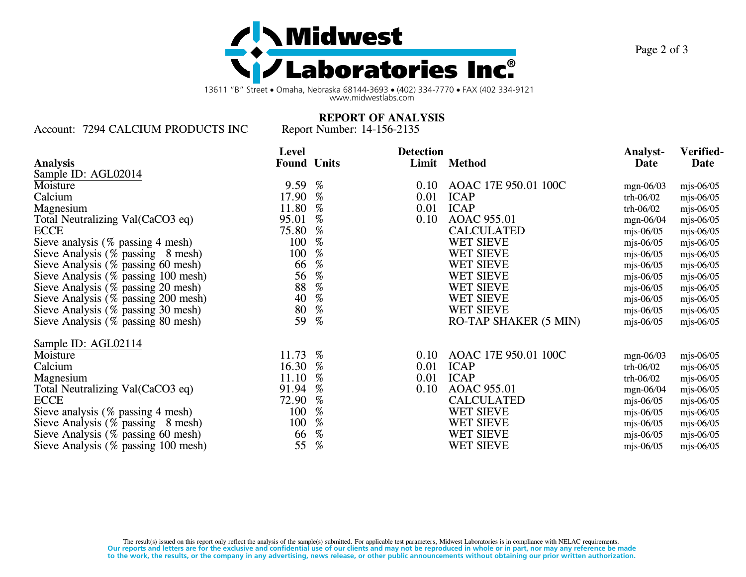Midwest Laboratories Inc.®

13611 "B" Street • Omaha, Nebraska 68144-3693 • (402) 334-7770 • FAX (402 334-9121
www.midwestlabs.com

## REPORT OF ANALYSIS

Account: 7294 CALCIUM PRODUCTS INC    Report Number: 14-156-2135

| Analysis | Level Found | Units | Detection Limit | Method | Analyst-Date | Verified-Date |
|---|---|---|---|---|---|---|
| **Sample ID: AGL02014** | | | | | | |
| Moisture | 9.59 | % | 0.10 | AOAC 17E 950.01 100C | mgn-06/03 | mjs-06/05 |
| Calcium | 17.90 | % | 0.01 | ICAP | trh-06/02 | mjs-06/05 |
| Magnesium | 11.80 | % | 0.01 | ICAP | trh-06/02 | mjs-06/05 |
| Total Neutralizing Val(CaCO3 eq) | 95.01 | % | 0.10 | AOAC 955.01 | mgn-06/04 | mjs-06/05 |
| ECCE | 75.80 | % | | CALCULATED | mjs-06/05 | mjs-06/05 |
| Sieve analysis (% passing 4 mesh) | 100 | % | | WET SIEVE | mjs-06/05 | mjs-06/05 |
| Sieve Analysis (% passing 8 mesh) | 100 | % | | WET SIEVE | mjs-06/05 | mjs-06/05 |
| Sieve Analysis (% passing 60 mesh) | 66 | % | | WET SIEVE | mjs-06/05 | mjs-06/05 |
| Sieve Analysis (% passing 100 mesh) | 56 | % | | WET SIEVE | mjs-06/05 | mjs-06/05 |
| Sieve Analysis (% passing 20 mesh) | 88 | % | | WET SIEVE | mjs-06/05 | mjs-06/05 |
| Sieve Analysis (% passing 200 mesh) | 40 | % | | WET SIEVE | mjs-06/05 | mjs-06/05 |
| Sieve Analysis (% passing 30 mesh) | 80 | % | | WET SIEVE | mjs-06/05 | mjs-06/05 |
| Sieve Analysis (% passing 80 mesh) | 59 | % | | RO-TAP SHAKER (5 MIN) | mjs-06/05 | mjs-06/05 |
| **Sample ID: AGL02114** | | | | | | |
| Moisture | 11.73 | % | 0.10 | AOAC 17E 950.01 100C | mgn-06/03 | mjs-06/05 |
| Calcium | 16.30 | % | 0.01 | ICAP | trh-06/02 | mjs-06/05 |
| Magnesium | 11.10 | % | 0.01 | ICAP | trh-06/02 | mjs-06/05 |
| Total Neutralizing Val(CaCO3 eq) | 91.94 | % | 0.10 | AOAC 955.01 | mgn-06/04 | mjs-06/05 |
| ECCE | 72.90 | % | | CALCULATED | mjs-06/05 | mjs-06/05 |
| Sieve analysis (% passing 4 mesh) | 100 | % | | WET SIEVE | mjs-06/05 | mjs-06/05 |
| Sieve Analysis (% passing 8 mesh) | 100 | % | | WET SIEVE | mjs-06/05 | mjs-06/05 |
| Sieve Analysis (% passing 60 mesh) | 66 | % | | WET SIEVE | mjs-06/05 | mjs-06/05 |
| Sieve Analysis (% passing 100 mesh) | 55 | % | | WET SIEVE | mjs-06/05 | mjs-06/05 |

The result(s) issued on this report only reflect the analysis of the sample(s) submitted. For applicable test parameters, Midwest Laboratories is in compliance with NELAC requirements.
**Our reports and letters are for the exclusive and confidential use of our clients and may not be reproduced in whole or in part, nor may any reference be made to the work, the results, or the company in any advertising, news release, or other public announcements without obtaining our prior written authorization.**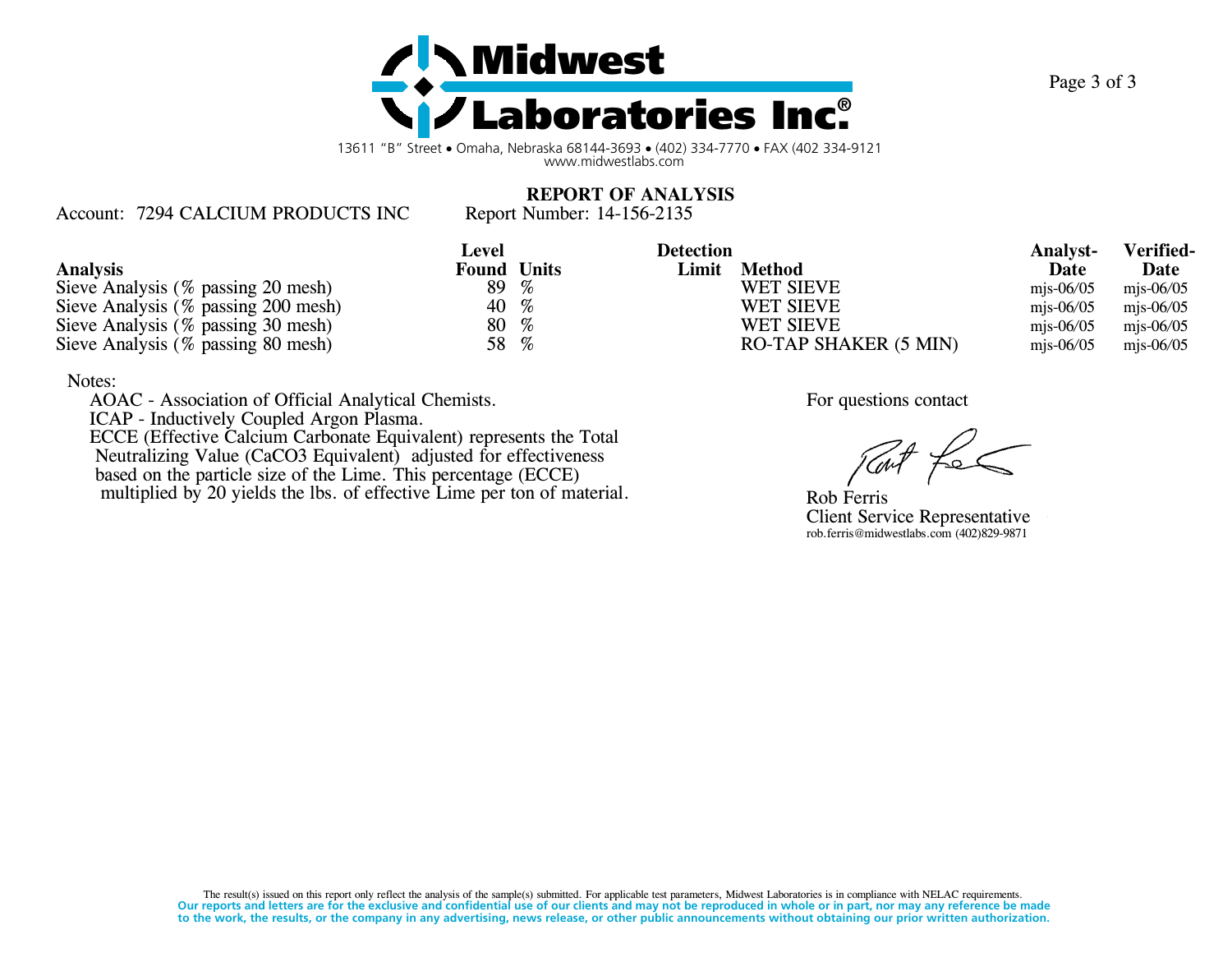# Midwest Laboratories Inc.®

13611 "B" Street • Omaha, Nebraska 68144-3693 • (402) 334-7770 • FAX (402 334-9121
www.midwestlabs.com

## REPORT OF ANALYSIS

Account: 7294 CALCIUM PRODUCTS INC

Report Number: 14-156-2135

| Analysis | Level Found | Units | Detection Limit | Method | Analyst-Date | Verified-Date |
|---|---|---|---|---|---|---|
| Sieve Analysis (% passing 20 mesh) | 89 | % | | WET SIEVE | mjs-06/05 | mjs-06/05 |
| Sieve Analysis (% passing 200 mesh) | 40 | % | | WET SIEVE | mjs-06/05 | mjs-06/05 |
| Sieve Analysis (% passing 30 mesh) | 80 | % | | WET SIEVE | mjs-06/05 | mjs-06/05 |
| Sieve Analysis (% passing 80 mesh) | 58 | % | | RO-TAP SHAKER (5 MIN) | mjs-06/05 | mjs-06/05 |

Notes:

AOAC - Association of Official Analytical Chemists.
ICAP - Inductively Coupled Argon Plasma.
ECCE (Effective Calcium Carbonate Equivalent) represents the Total Neutralizing Value ($CaCO_3$ Equivalent) adjusted for effectiveness based on the particle size of the Lime. This percentage (ECCE) multiplied by 20 yields the lbs. of effective Lime per ton of material.

For questions contact

Rob Ferris
Client Service Representative
rob.ferris@midwestlabs.com (402)829-9871

The result(s) issued on this report only reflect the analysis of the sample(s) submitted. For applicable test parameters, Midwest Laboratories is in compliance with NELAC requirements.
**Our reports and letters are for the exclusive and confidential use of our clients and may not be reproduced in whole or in part, nor may any reference be made to the work, the results, or the company in any advertising, news release, or other public announcements without obtaining our prior written authorization.**